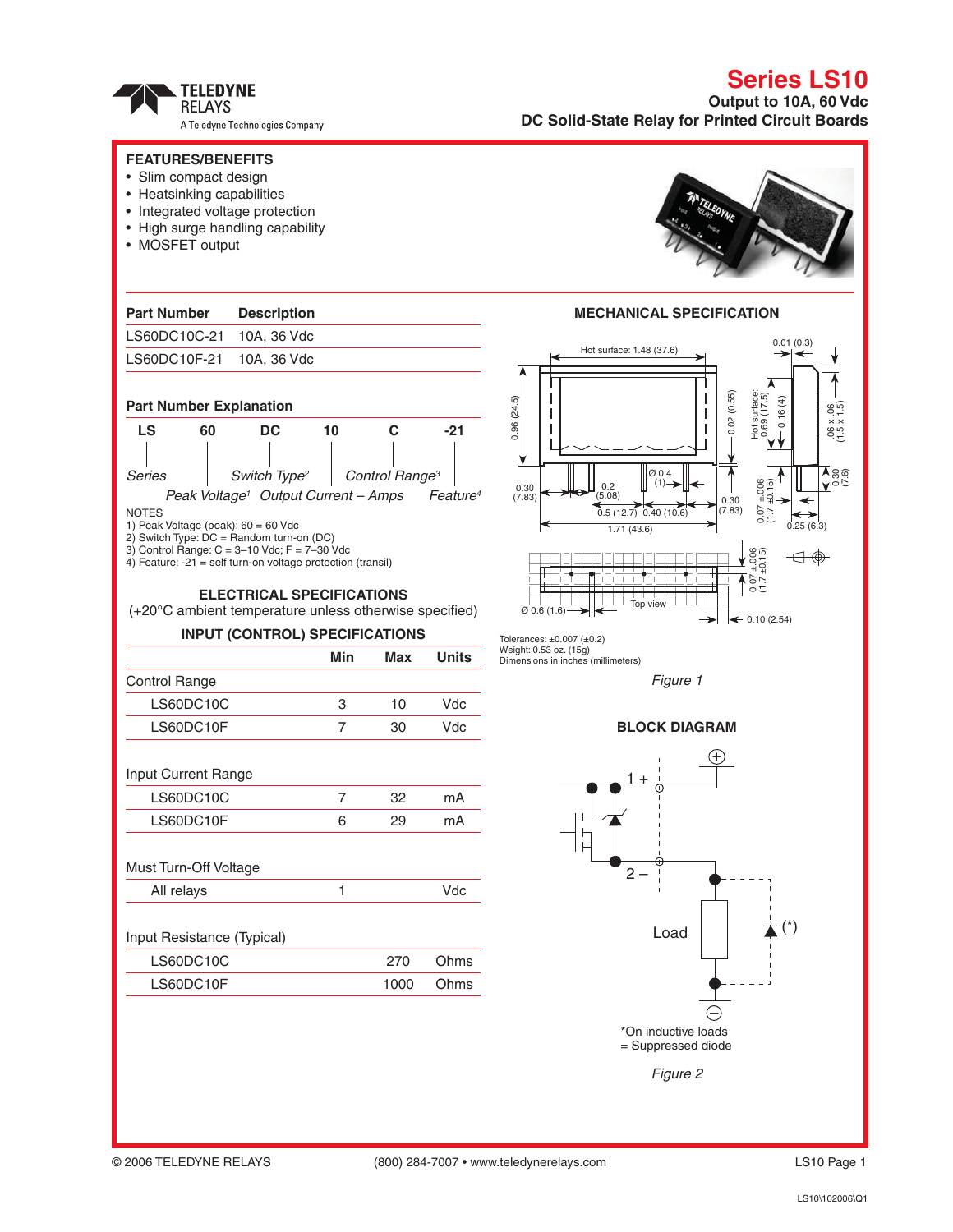# Series LS10

**Output to 10A, 60 Vdc**
**DC Solid-State Relay for Printed Circuit Boards**

## FEATURES/BENEFITS

- Slim compact design
- Heatsinking capabilities
- Integrated voltage protection
- High surge handling capability
- MOSFET output

| Part Number | Description |
|---|---|
| LS60DC10C-21 | 10A, 36 Vdc |
| LS60DC10F-21 | 10A, 36 Vdc |

### Part Number Explanation

| LS | 60 | DC | 10 | C | -21 |
|---|---|---|---|---|---|
| *Series* | *Peak Voltage*[1] | *Switch Type*[2] | *Output Current – Amps* | *Control Range*[3] | *Feature*[4] |

NOTES
1) Peak Voltage (peak): 60 = 60 Vdc
2) Switch Type: DC = Random turn-on (DC)
3) Control Range: C = 3–10 Vdc; F = 7–30 Vdc
4) Feature: -21 = self turn-on voltage protection (transil)

## ELECTRICAL SPECIFICATIONS

(+20°C ambient temperature unless otherwise specified)

### INPUT (CONTROL) SPECIFICATIONS

| | Min | Max | Units |
|---|---|---|---|
| **Control Range** | | | |
| LS60DC10C | 3 | 10 | Vdc |
| LS60DC10F | 7 | 30 | Vdc |
| **Input Current Range** | | | |
| LS60DC10C | 7 | 32 | mA |
| LS60DC10F | 6 | 29 | mA |
| **Must Turn-Off Voltage** | | | |
| All relays | 1 | | Vdc |
| **Input Resistance (Typical)** | | | |
| LS60DC10C | | 270 | Ohms |
| LS60DC10F | | 1000 | Ohms |

## MECHANICAL SPECIFICATION

Hot surface: 1.48 (37.6); 0.96 (24.5); 0.02 (0.55); Hot surface: 0.69 (17.5); 0.16 (4); 0.01 (0.3); .06 x .06 (1.5 x 1.5); 0.30 (7.6); 0.30 (7.83); 0.2 (5.08); Ø 0.4 (1); 0.5 (12.7); 0.40 (10.6); 0.30 (7.83); 1.71 (43.6); 0.07 ±.006 (1.7 ±0.15); 0.25 (6.3); Ø 0.6 (1.6); Top view; 0.10 (2.54)

Tolerances: ±0.007 (±0.2)
Weight: 0.53 oz. (15g)
Dimensions in inches (millimeters)

*Figure 1*

## BLOCK DIAGRAM

1 +, 2 –, Load, (*)

*On inductive loads = Suppressed diode

*Figure 2*

© 2006 TELEDYNE RELAYS (800) 284-7007 • www.teledynerelays.com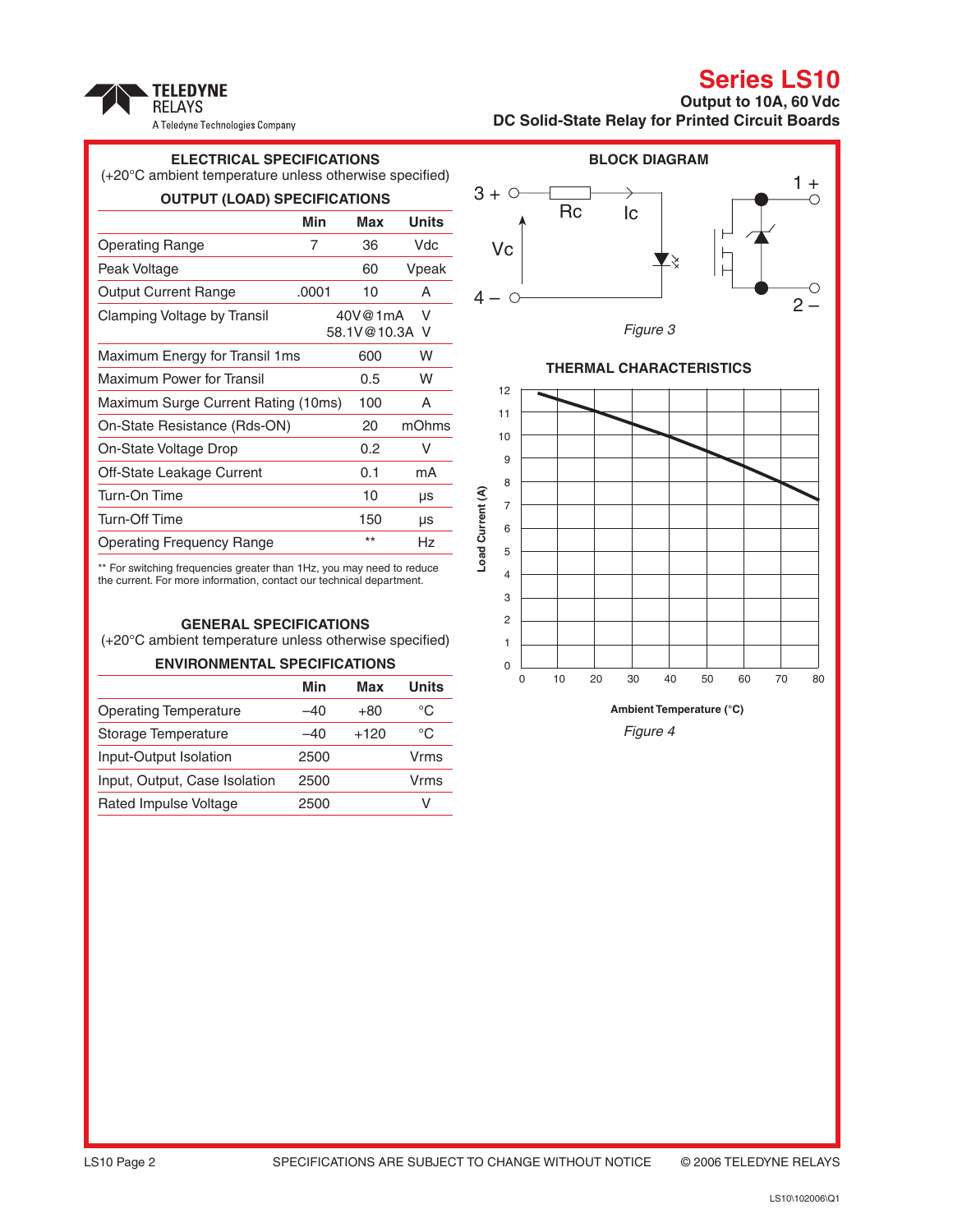# Series LS10

**Output to 10A, 60 Vdc**
**DC Solid-State Relay for Printed Circuit Boards**

## ELECTRICAL SPECIFICATIONS

(+20°C ambient temperature unless otherwise specified)

### OUTPUT (LOAD) SPECIFICATIONS

| | Min | Max | Units |
|---|---|---|---|
| Operating Range | 7 | 36 | Vdc |
| Peak Voltage | | 60 | Vpeak |
| Output Current Range | .0001 | 10 | A |
| Clamping Voltage by Transil | | 40V@1mA<br>58.1V@10.3A | V<br>V |
| Maximum Energy for Transil 1ms | | 600 | W |
| Maximum Power for Transil | | 0.5 | W |
| Maximum Surge Current Rating (10ms) | | 100 | A |
| On-State Resistance (Rds-ON) | | 20 | mOhms |
| On-State Voltage Drop | | 0.2 | V |
| Off-State Leakage Current | | 0.1 | mA |
| Turn-On Time | | 10 | µs |
| Turn-Off Time | | 150 | µs |
| Operating Frequency Range | | ** | Hz |

** For switching frequencies greater than 1Hz, you may need to reduce the current. For more information, contact our technical department.

## GENERAL SPECIFICATIONS

(+20°C ambient temperature unless otherwise specified)

### ENVIRONMENTAL SPECIFICATIONS

| | Min | Max | Units |
|---|---|---|---|
| Operating Temperature | –40 | +80 | °C |
| Storage Temperature | –40 | +120 | °C |
| Input-Output Isolation | 2500 | | Vrms |
| Input, Output, Case Isolation | 2500 | | Vrms |
| Rated Impulse Voltage | 2500 | | V |

## BLOCK DIAGRAM

3 +
4 –
Rc
Ic
Vc
1 +
2 –

*Figure 3*

## THERMAL CHARACTERISTICS

Load Current (A)
0 1 2 3 4 5 6 7 8 9 10 11 12
0 10 20 30 40 50 60 70 80
Ambient Temperature (°C)

*Figure 4*